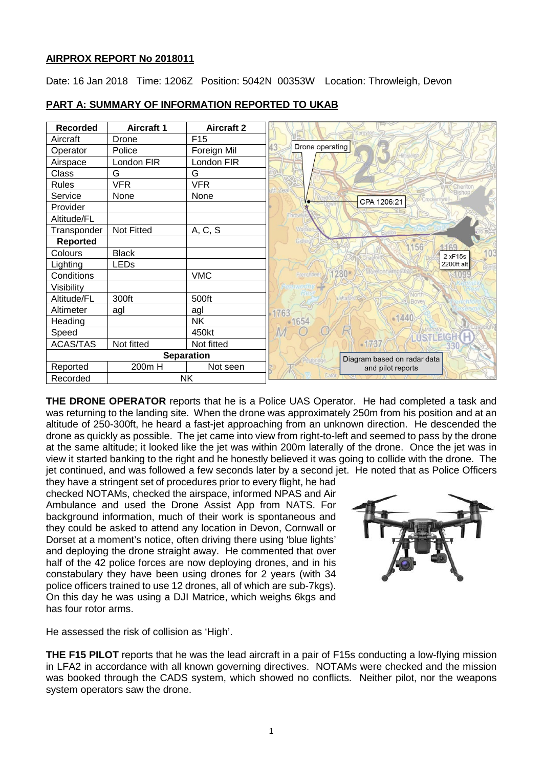**AIRPROX REPORT No 2018011**

Date: 16 Jan 2018 Time: 1206Z Position: 5042N 00353W Location: Throwleigh, Devon

**PART A: SUMMARY OF INFORMATION REPORTED TO UKAB**

| Recorded | Aircraft 1 | Aircraft 2 |
|---|---|---|
| Aircraft | Drone | F15 |
| Operator | Police | Foreign Mil |
| Airspace | London FIR | London FIR |
| Class | G | G |
| Rules | VFR | VFR |
| Service | None | None |
| Provider | | |
| Altitude/FL | | |
| Transponder | Not Fitted | A, C, S |
| **Reported** | | |
| Colours | Black | |
| Lighting | LEDs | |
| Conditions | | VMC |
| Visibility | | |
| Altitude/FL | 300ft | 500ft |
| Altimeter | agl | agl |
| Heading | | NK |
| Speed | | 450kt |
| ACAS/TAS | Not fitted | Not fitted |
| **Separation** | | |
| Reported | 200m H | Not seen |
| Recorded | NK | |

Drone operating

CPA 1206:21

2 xF15s
2200ft alt

Diagram based on radar data and pilot reports

**THE DRONE OPERATOR** reports that he is a Police UAS Operator. He had completed a task and was returning to the landing site. When the drone was approximately 250m from his position and at an altitude of 250-300ft, he heard a fast-jet approaching from an unknown direction. He descended the drone as quickly as possible. The jet came into view from right-to-left and seemed to pass by the drone at the same altitude; it looked like the jet was within 200m laterally of the drone. Once the jet was in view it started banking to the right and he honestly believed it was going to collide with the drone. The jet continued, and was followed a few seconds later by a second jet. He noted that as Police Officers they have a stringent set of procedures prior to every flight, he had checked NOTAMs, checked the airspace, informed NPAS and Air Ambulance and used the Drone Assist App from NATS. For background information, much of their work is spontaneous and they could be asked to attend any location in Devon, Cornwall or Dorset at a moment's notice, often driving there using 'blue lights' and deploying the drone straight away. He commented that over half of the 42 police forces are now deploying drones, and in his constabulary they have been using drones for 2 years (with 34 police officers trained to use 12 drones, all of which are sub-7kgs). On this day he was using a DJI Matrice, which weighs 6kgs and has four rotor arms.

He assessed the risk of collision as 'High'.

**THE F15 PILOT** reports that he was the lead aircraft in a pair of F15s conducting a low-flying mission in LFA2 in accordance with all known governing directives. NOTAMs were checked and the mission was booked through the CADS system, which showed no conflicts. Neither pilot, nor the weapons system operators saw the drone.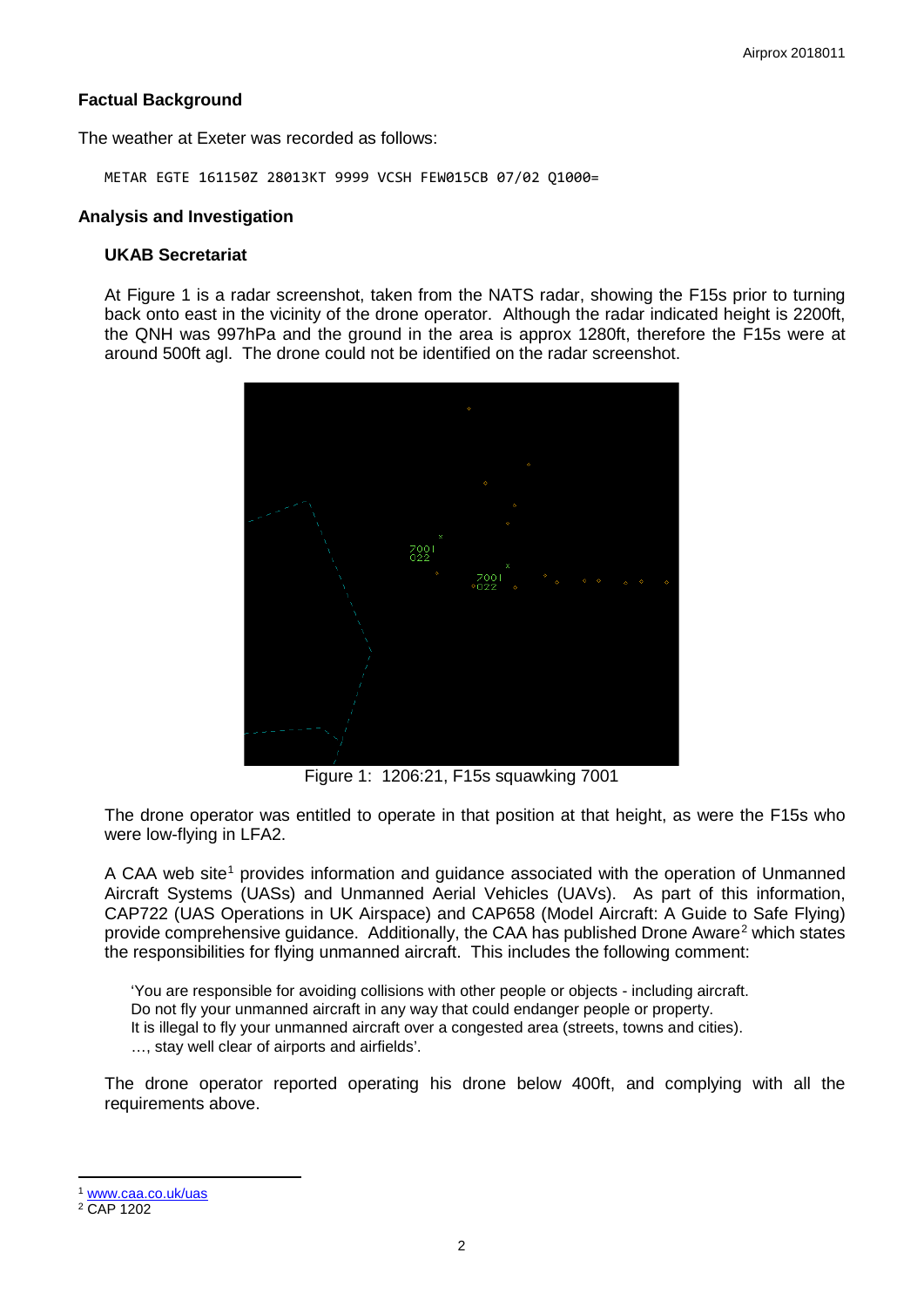## Factual Background

The weather at Exeter was recorded as follows:

```
METAR EGTE 161150Z 28013KT 9999 VCSH FEW015CB 07/02 Q1000=
```

## Analysis and Investigation

### UKAB Secretariat

At Figure 1 is a radar screenshot, taken from the NATS radar, showing the F15s prior to turning back onto east in the vicinity of the drone operator. Although the radar indicated height is 2200ft, the QNH was 997hPa and the ground in the area is approx 1280ft, therefore the F15s were at around 500ft agl. The drone could not be identified on the radar screenshot.

7001
022

7001
022

Figure 1: 1206:21, F15s squawking 7001

The drone operator was entitled to operate in that position at that height, as were the F15s who were low-flying in LFA2.

A CAA web site[1] provides information and guidance associated with the operation of Unmanned Aircraft Systems (UASs) and Unmanned Aerial Vehicles (UAVs). As part of this information, CAP722 (UAS Operations in UK Airspace) and CAP658 (Model Aircraft: A Guide to Safe Flying) provide comprehensive guidance. Additionally, the CAA has published Drone Aware[2] which states the responsibilities for flying unmanned aircraft. This includes the following comment:

> 'You are responsible for avoiding collisions with other people or objects - including aircraft.
> Do not fly your unmanned aircraft in any way that could endanger people or property.
> It is illegal to fly your unmanned aircraft over a congested area (streets, towns and cities).
> …, stay well clear of airports and airfields'.

The drone operator reported operating his drone below 400ft, and complying with all the requirements above.

[1] www.caa.co.uk/uas

[2] CAP 1202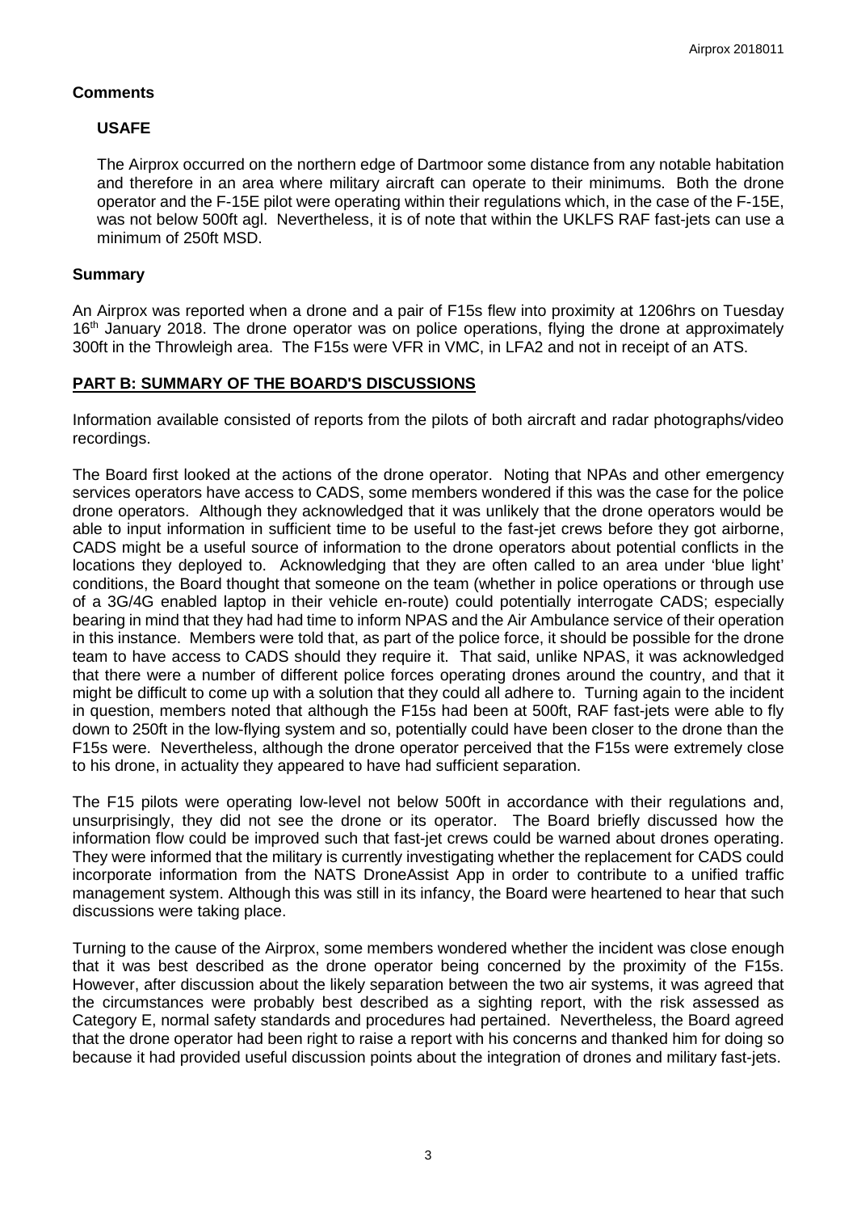## Comments

### USAFE

The Airprox occurred on the northern edge of Dartmoor some distance from any notable habitation and therefore in an area where military aircraft can operate to their minimums. Both the drone operator and the F-15E pilot were operating within their regulations which, in the case of the F-15E, was not below 500ft agl. Nevertheless, it is of note that within the UKLFS RAF fast-jets can use a minimum of 250ft MSD.

## Summary

An Airprox was reported when a drone and a pair of F15s flew into proximity at 1206hrs on Tuesday 16th January 2018. The drone operator was on police operations, flying the drone at approximately 300ft in the Throwleigh area. The F15s were VFR in VMC, in LFA2 and not in receipt of an ATS.

## PART B: SUMMARY OF THE BOARD'S DISCUSSIONS

Information available consisted of reports from the pilots of both aircraft and radar photographs/video recordings.

The Board first looked at the actions of the drone operator. Noting that NPAs and other emergency services operators have access to CADS, some members wondered if this was the case for the police drone operators. Although they acknowledged that it was unlikely that the drone operators would be able to input information in sufficient time to be useful to the fast-jet crews before they got airborne, CADS might be a useful source of information to the drone operators about potential conflicts in the locations they deployed to. Acknowledging that they are often called to an area under 'blue light' conditions, the Board thought that someone on the team (whether in police operations or through use of a 3G/4G enabled laptop in their vehicle en-route) could potentially interrogate CADS; especially bearing in mind that they had had time to inform NPAS and the Air Ambulance service of their operation in this instance. Members were told that, as part of the police force, it should be possible for the drone team to have access to CADS should they require it. That said, unlike NPAS, it was acknowledged that there were a number of different police forces operating drones around the country, and that it might be difficult to come up with a solution that they could all adhere to. Turning again to the incident in question, members noted that although the F15s had been at 500ft, RAF fast-jets were able to fly down to 250ft in the low-flying system and so, potentially could have been closer to the drone than the F15s were. Nevertheless, although the drone operator perceived that the F15s were extremely close to his drone, in actuality they appeared to have had sufficient separation.

The F15 pilots were operating low-level not below 500ft in accordance with their regulations and, unsurprisingly, they did not see the drone or its operator. The Board briefly discussed how the information flow could be improved such that fast-jet crews could be warned about drones operating. They were informed that the military is currently investigating whether the replacement for CADS could incorporate information from the NATS DroneAssist App in order to contribute to a unified traffic management system. Although this was still in its infancy, the Board were heartened to hear that such discussions were taking place.

Turning to the cause of the Airprox, some members wondered whether the incident was close enough that it was best described as the drone operator being concerned by the proximity of the F15s. However, after discussion about the likely separation between the two air systems, it was agreed that the circumstances were probably best described as a sighting report, with the risk assessed as Category E, normal safety standards and procedures had pertained. Nevertheless, the Board agreed that the drone operator had been right to raise a report with his concerns and thanked him for doing so because it had provided useful discussion points about the integration of drones and military fast-jets.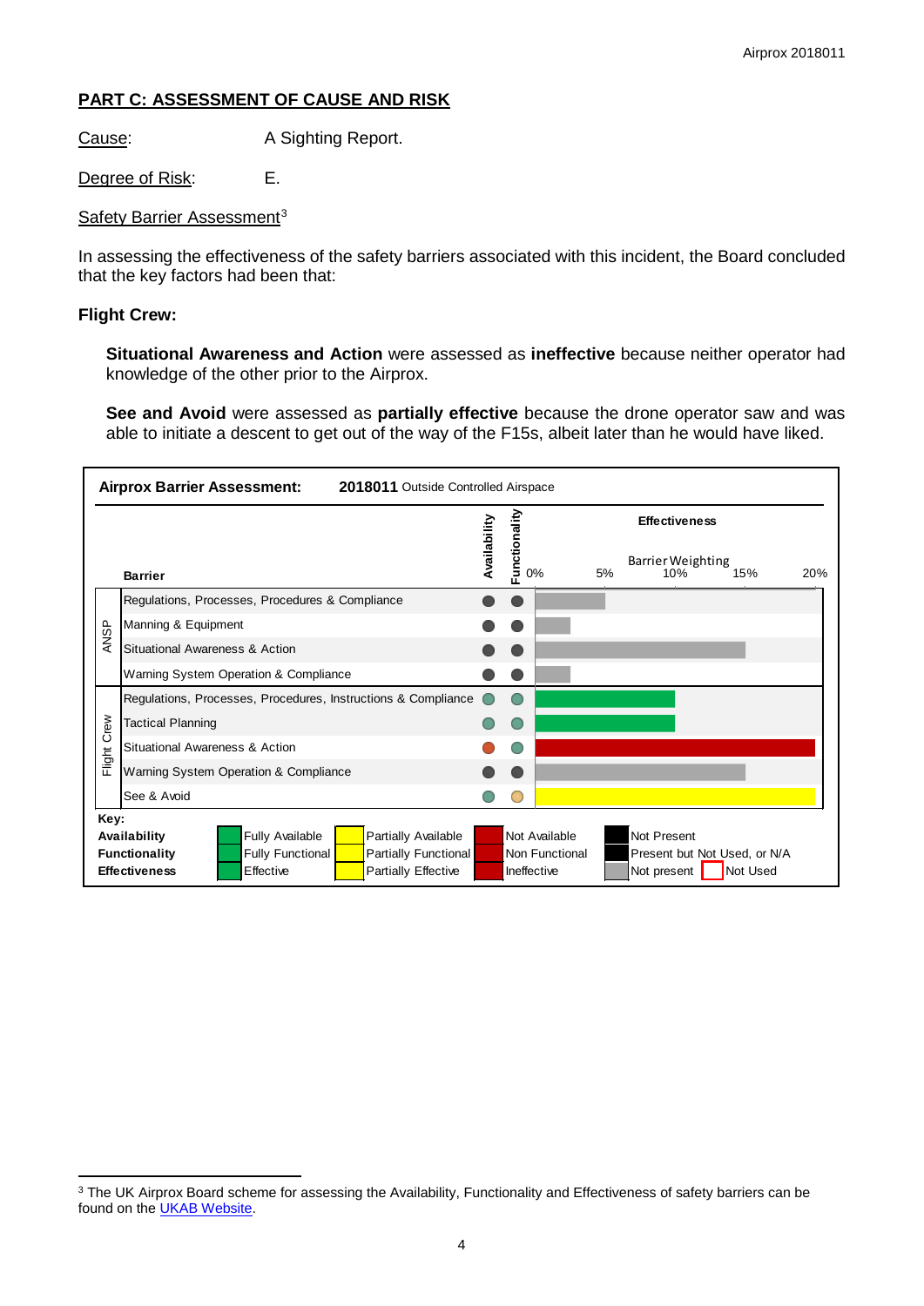## PART C: ASSESSMENT OF CAUSE AND RISK

Cause: A Sighting Report.

Degree of Risk: E.

Safety Barrier Assessment[3]

In assessing the effectiveness of the safety barriers associated with this incident, the Board concluded that the key factors had been that:

**Flight Crew:**

**Situational Awareness and Action** were assessed as **ineffective** because neither operator had knowledge of the other prior to the Airprox.

**See and Avoid** were assessed as **partially effective** because the drone operator saw and was able to initiate a descent to get out of the way of the F15s, albeit later than he would have liked.

**Airprox Barrier Assessment:** **2018011** Outside Controlled Airspace

Barrier
Availability
Functionality
Effectiveness
Barrier Weighting
0% 5% 10% 15% 20%

ANSP
Regulations, Processes, Procedures & Compliance
Manning & Equipment
Situational Awareness & Action
Warning System Operation & Compliance

Flight Crew
Regulations, Processes, Procedures, Instructions & Compliance
Tactical Planning
Situational Awareness & Action
Warning System Operation & Compliance
See & Avoid

Key:
Availability: Fully Available, Partially Available, Not Available, Not Present
Functionality: Fully Functional, Partially Functional, Non Functional, Present but Not Used, or N/A
Effectiveness: Effective, Partially Effective, Ineffective, Not present, Not Used

---

[3] The UK Airprox Board scheme for assessing the Availability, Functionality and Effectiveness of safety barriers can be found on the UKAB Website.